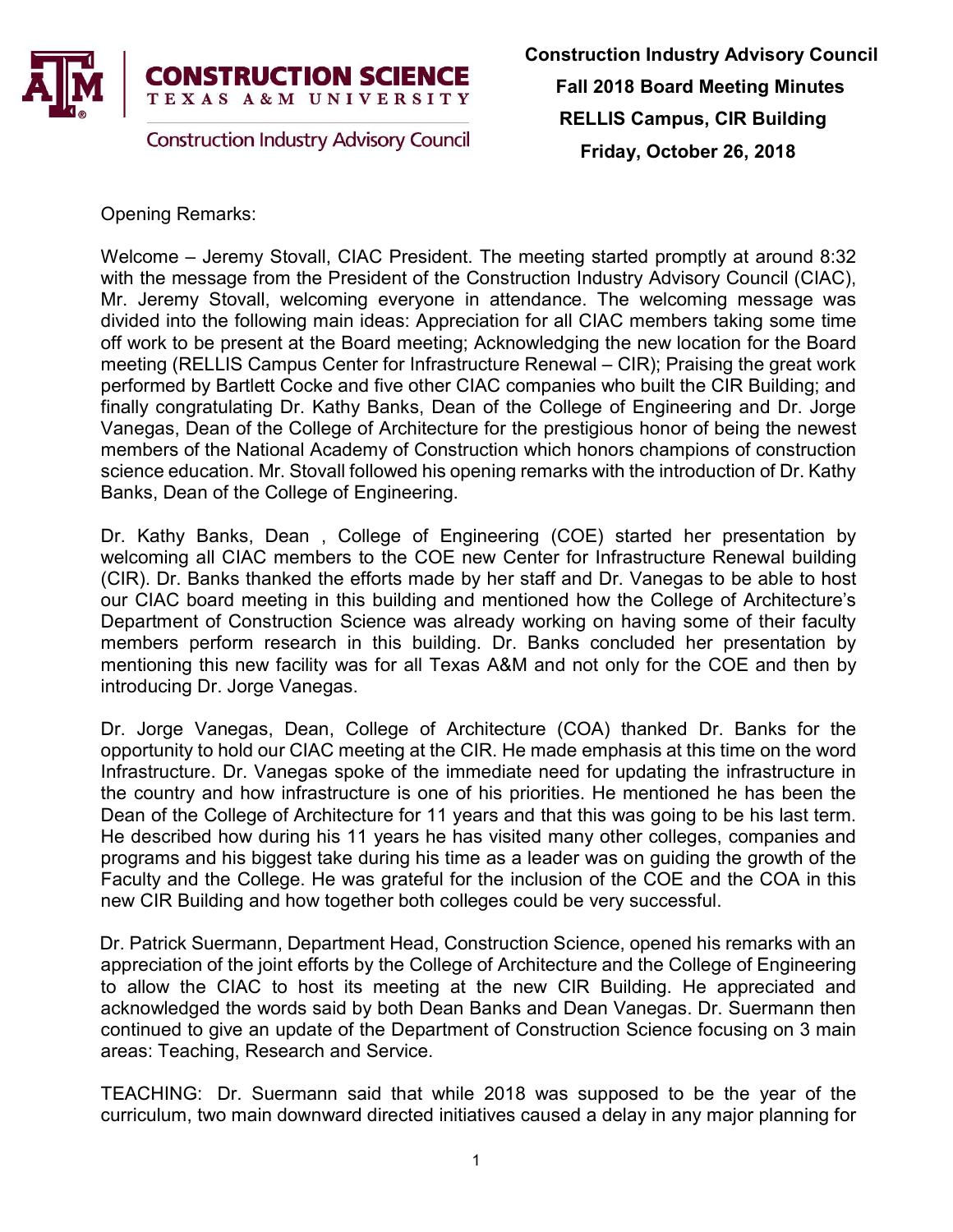Construction Science
Texas A&M University
Construction Industry Advisory Council

**Construction Industry Advisory Council**
**Fall 2018 Board Meeting Minutes**
**RELLIS Campus, CIR Building**
**Friday, October 26, 2018**

Opening Remarks:

Welcome – Jeremy Stovall, CIAC President. The meeting started promptly at around 8:32 with the message from the President of the Construction Industry Advisory Council (CIAC), Mr. Jeremy Stovall, welcoming everyone in attendance. The welcoming message was divided into the following main ideas: Appreciation for all CIAC members taking some time off work to be present at the Board meeting; Acknowledging the new location for the Board meeting (RELLIS Campus Center for Infrastructure Renewal – CIR); Praising the great work performed by Bartlett Cocke and five other CIAC companies who built the CIR Building; and finally congratulating Dr. Kathy Banks, Dean of the College of Engineering and Dr. Jorge Vanegas, Dean of the College of Architecture for the prestigious honor of being the newest members of the National Academy of Construction which honors champions of construction science education. Mr. Stovall followed his opening remarks with the introduction of Dr. Kathy Banks, Dean of the College of Engineering.

Dr. Kathy Banks, Dean , College of Engineering (COE) started her presentation by welcoming all CIAC members to the COE new Center for Infrastructure Renewal building (CIR). Dr. Banks thanked the efforts made by her staff and Dr. Vanegas to be able to host our CIAC board meeting in this building and mentioned how the College of Architecture's Department of Construction Science was already working on having some of their faculty members perform research in this building. Dr. Banks concluded her presentation by mentioning this new facility was for all Texas A&M and not only for the COE and then by introducing Dr. Jorge Vanegas.

Dr. Jorge Vanegas, Dean, College of Architecture (COA) thanked Dr. Banks for the opportunity to hold our CIAC meeting at the CIR. He made emphasis at this time on the word Infrastructure. Dr. Vanegas spoke of the immediate need for updating the infrastructure in the country and how infrastructure is one of his priorities. He mentioned he has been the Dean of the College of Architecture for 11 years and that this was going to be his last term. He described how during his 11 years he has visited many other colleges, companies and programs and his biggest take during his time as a leader was on guiding the growth of the Faculty and the College. He was grateful for the inclusion of the COE and the COA in this new CIR Building and how together both colleges could be very successful.

Dr. Patrick Suermann, Department Head, Construction Science, opened his remarks with an appreciation of the joint efforts by the College of Architecture and the College of Engineering to allow the CIAC to host its meeting at the new CIR Building. He appreciated and acknowledged the words said by both Dean Banks and Dean Vanegas. Dr. Suermann then continued to give an update of the Department of Construction Science focusing on 3 main areas: Teaching, Research and Service.

TEACHING: Dr. Suermann said that while 2018 was supposed to be the year of the curriculum, two main downward directed initiatives caused a delay in any major planning for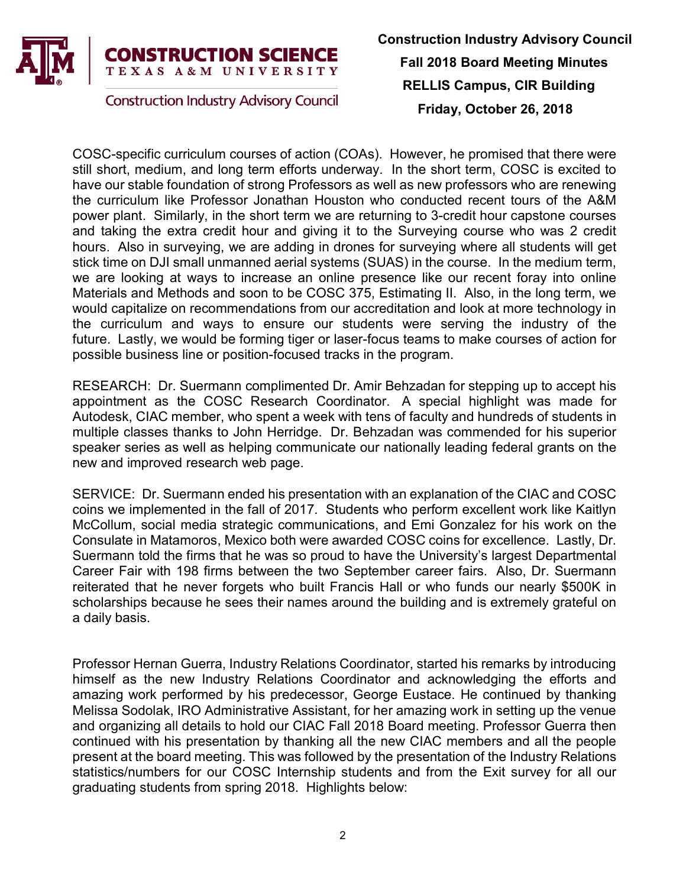COSC-specific curriculum courses of action (COAs). However, he promised that there were still short, medium, and long term efforts underway. In the short term, COSC is excited to have our stable foundation of strong Professors as well as new professors who are renewing the curriculum like Professor Jonathan Houston who conducted recent tours of the A&M power plant. Similarly, in the short term we are returning to 3-credit hour capstone courses and taking the extra credit hour and giving it to the Surveying course who was 2 credit hours. Also in surveying, we are adding in drones for surveying where all students will get stick time on DJI small unmanned aerial systems (SUAS) in the course. In the medium term, we are looking at ways to increase an online presence like our recent foray into online Materials and Methods and soon to be COSC 375, Estimating II. Also, in the long term, we would capitalize on recommendations from our accreditation and look at more technology in the curriculum and ways to ensure our students were serving the industry of the future. Lastly, we would be forming tiger or laser-focus teams to make courses of action for possible business line or position-focused tracks in the program.

RESEARCH: Dr. Suermann complimented Dr. Amir Behzadan for stepping up to accept his appointment as the COSC Research Coordinator. A special highlight was made for Autodesk, CIAC member, who spent a week with tens of faculty and hundreds of students in multiple classes thanks to John Herridge. Dr. Behzadan was commended for his superior speaker series as well as helping communicate our nationally leading federal grants on the new and improved research web page.

SERVICE: Dr. Suermann ended his presentation with an explanation of the CIAC and COSC coins we implemented in the fall of 2017. Students who perform excellent work like Kaitlyn McCollum, social media strategic communications, and Emi Gonzalez for his work on the Consulate in Matamoros, Mexico both were awarded COSC coins for excellence. Lastly, Dr. Suermann told the firms that he was so proud to have the University's largest Departmental Career Fair with 198 firms between the two September career fairs. Also, Dr. Suermann reiterated that he never forgets who built Francis Hall or who funds our nearly $500K in scholarships because he sees their names around the building and is extremely grateful on a daily basis.

Professor Hernan Guerra, Industry Relations Coordinator, started his remarks by introducing himself as the new Industry Relations Coordinator and acknowledging the efforts and amazing work performed by his predecessor, George Eustace. He continued by thanking Melissa Sodolak, IRO Administrative Assistant, for her amazing work in setting up the venue and organizing all details to hold our CIAC Fall 2018 Board meeting. Professor Guerra then continued with his presentation by thanking all the new CIAC members and all the people present at the board meeting. This was followed by the presentation of the Industry Relations statistics/numbers for our COSC Internship students and from the Exit survey for all our graduating students from spring 2018. Highlights below: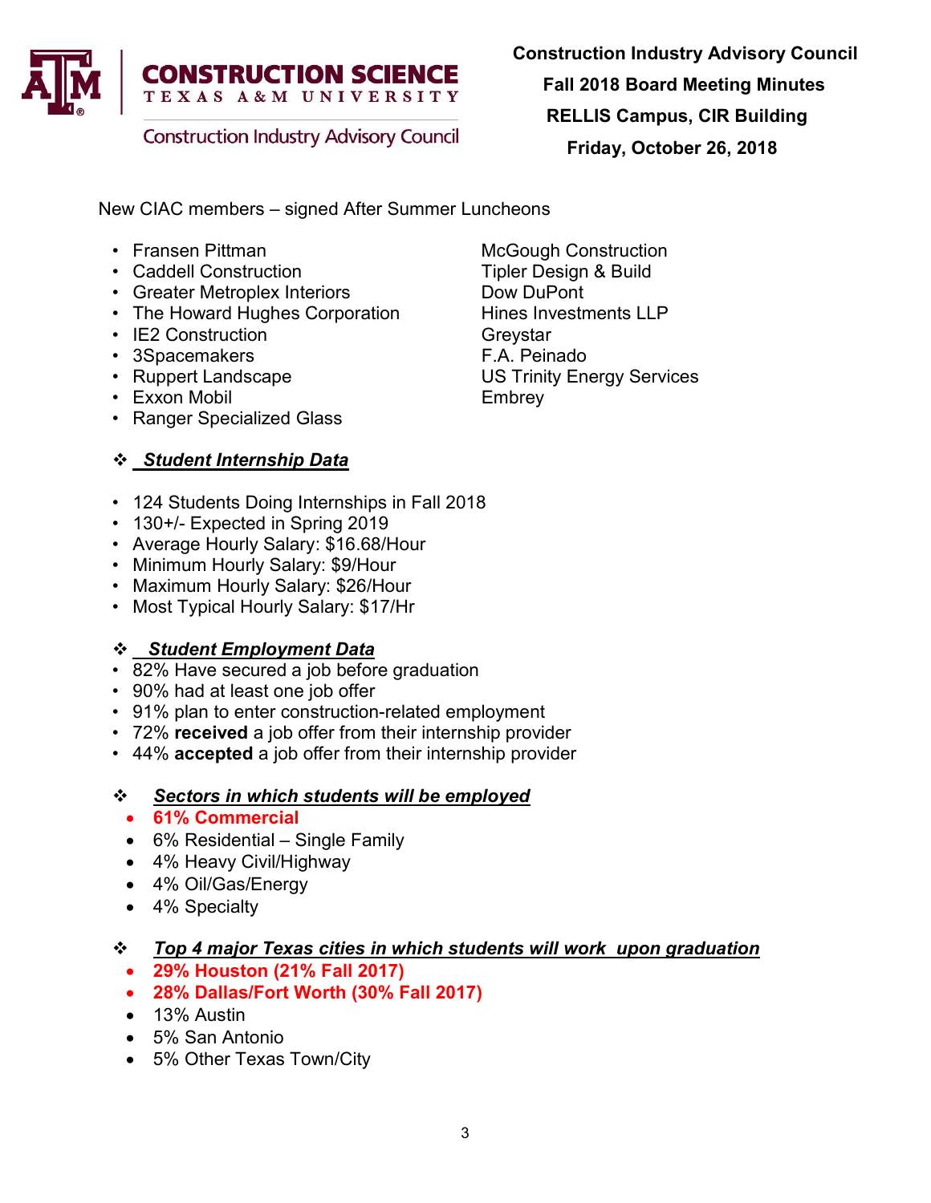**CONSTRUCTION SCIENCE**
TEXAS A&M UNIVERSITY
Construction Industry Advisory Council

**Construction Industry Advisory Council**
**Fall 2018 Board Meeting Minutes**
**RELLIS Campus, CIR Building**
**Friday, October 26, 2018**

New CIAC members – signed After Summer Luncheons

- Fransen Pittman
- Caddell Construction
- Greater Metroplex Interiors
- The Howard Hughes Corporation
- IE2 Construction
- 3Spacemakers
- Ruppert Landscape
- Exxon Mobil
- Ranger Specialized Glass
- McGough Construction
- Tipler Design & Build
- Dow DuPont
- Hines Investments LLP
- Greystar
- F.A. Peinado
- US Trinity Energy Services
- Embrey

❖ ***Student Internship Data***

- 124 Students Doing Internships in Fall 2018
- 130+/- Expected in Spring 2019
- Average Hourly Salary: $16.68/Hour
- Minimum Hourly Salary: $9/Hour
- Maximum Hourly Salary: $26/Hour
- Most Typical Hourly Salary: $17/Hr

❖ ***Student Employment Data***

- 82% Have secured a job before graduation
- 90% had at least one job offer
- 91% plan to enter construction-related employment
- 72% **received** a job offer from their internship provider
- 44% **accepted** a job offer from their internship provider

❖ ***Sectors in which students will be employed***

- **61% Commercial**
- 6% Residential – Single Family
- 4% Heavy Civil/Highway
- 4% Oil/Gas/Energy
- 4% Specialty

❖ ***Top 4 major Texas cities in which students will work upon graduation***

- **29% Houston (21% Fall 2017)**
- **28% Dallas/Fort Worth (30% Fall 2017)**
- 13% Austin
- 5% San Antonio
- 5% Other Texas Town/City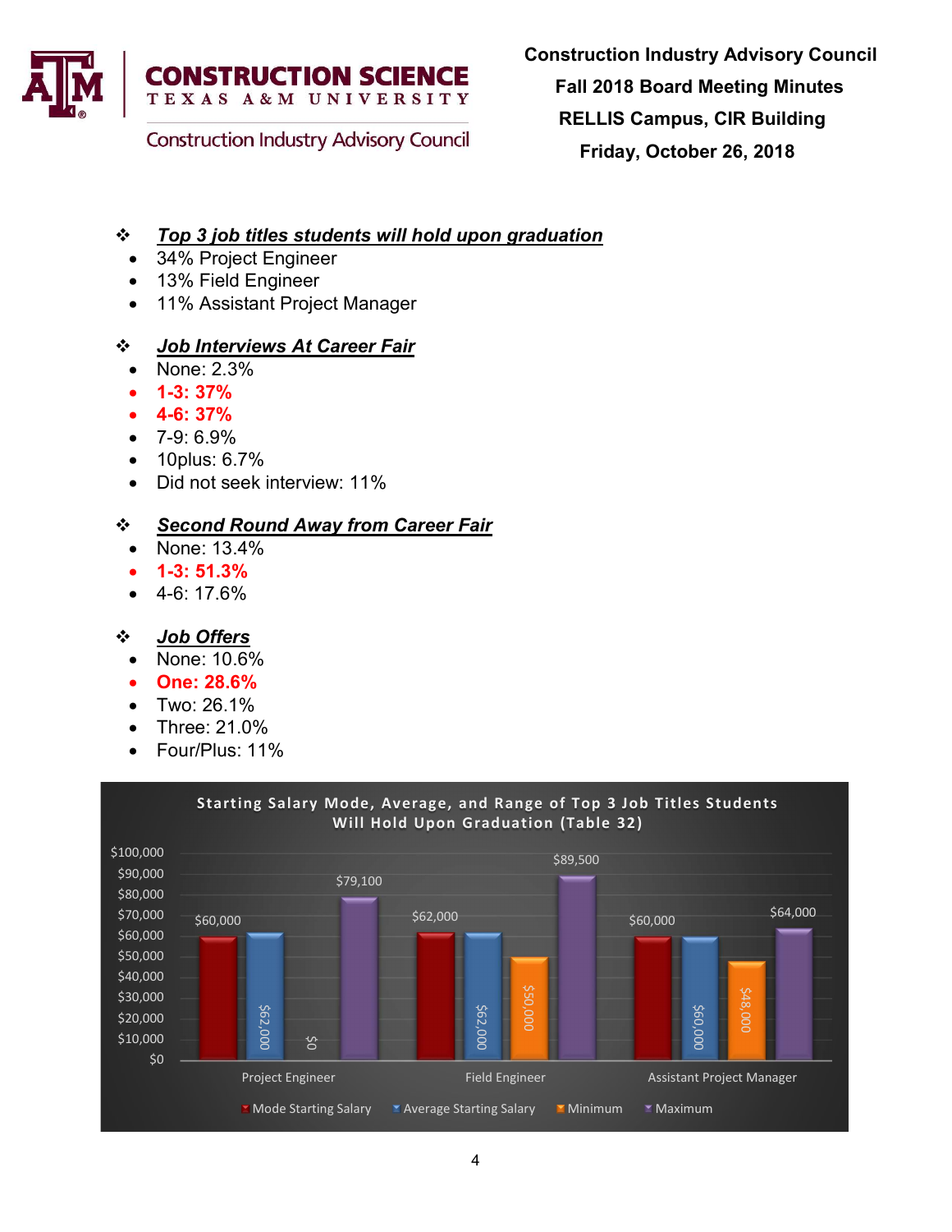**Construction Industry Advisory Council**
**Fall 2018 Board Meeting Minutes**
**RELLIS Campus, CIR Building**
**Friday, October 26, 2018**

### ***Top 3 job titles students will hold upon graduation***

- 34% Project Engineer
- 13% Field Engineer
- 11% Assistant Project Manager

### ***Job Interviews At Career Fair***

- None: 2.3%
- **1-3: 37%**
- **4-6: 37%**
- 7-9: 6.9%
- 10plus: 6.7%
- Did not seek interview: 11%

### ***Second Round Away from Career Fair***

- None: 13.4%
- **1-3: 51.3%**
- 4-6: 17.6%

### ***Job Offers***

- None: 10.6%
- **One: 28.6%**
- Two: 26.1%
- Three: 21.0%
- Four/Plus: 11%

**Starting Salary Mode, Average, and Range of Top 3 Job Titles Students Will Hold Upon Graduation (Table 32)**

| | Mode Starting Salary | Average Starting Salary | Minimum | Maximum |
|---|---|---|---|---|
| Project Engineer | $60,000 | $62,000 | $0 | $79,100 |
| Field Engineer | $62,000 | $62,000 | $50,000 | $89,500 |
| Assistant Project Manager | $60,000 | $60,000 | $48,000 | $64,000 |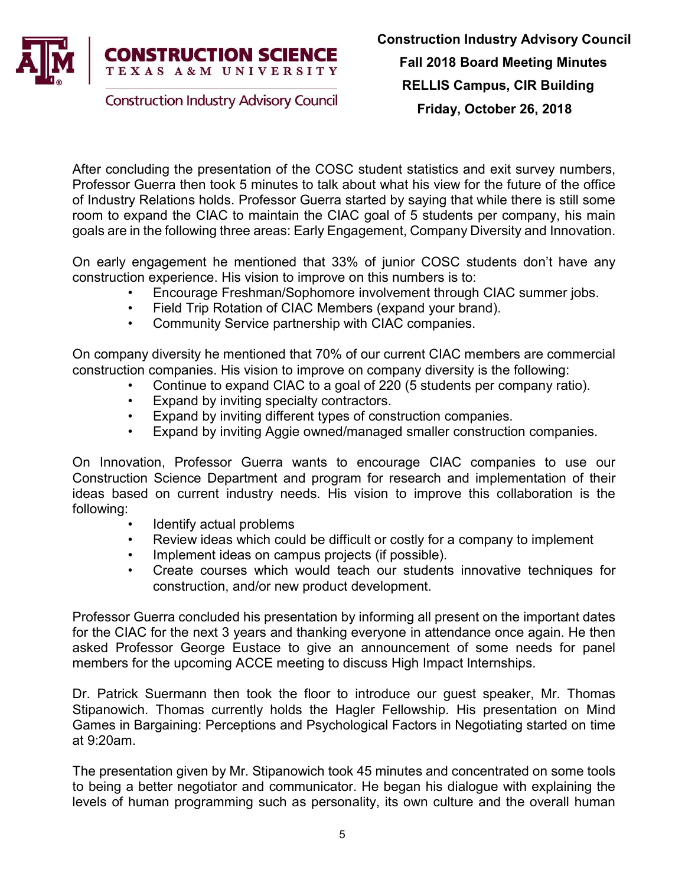After concluding the presentation of the COSC student statistics and exit survey numbers, Professor Guerra then took 5 minutes to talk about what his view for the future of the office of Industry Relations holds. Professor Guerra started by saying that while there is still some room to expand the CIAC to maintain the CIAC goal of 5 students per company, his main goals are in the following three areas: Early Engagement, Company Diversity and Innovation.

On early engagement he mentioned that 33% of junior COSC students don't have any construction experience. His vision to improve on this numbers is to:

- Encourage Freshman/Sophomore involvement through CIAC summer jobs.
- Field Trip Rotation of CIAC Members (expand your brand).
- Community Service partnership with CIAC companies.

On company diversity he mentioned that 70% of our current CIAC members are commercial construction companies. His vision to improve on company diversity is the following:

- Continue to expand CIAC to a goal of 220 (5 students per company ratio).
- Expand by inviting specialty contractors.
- Expand by inviting different types of construction companies.
- Expand by inviting Aggie owned/managed smaller construction companies.

On Innovation, Professor Guerra wants to encourage CIAC companies to use our Construction Science Department and program for research and implementation of their ideas based on current industry needs. His vision to improve this collaboration is the following:

- Identify actual problems
- Review ideas which could be difficult or costly for a company to implement
- Implement ideas on campus projects (if possible).
- Create courses which would teach our students innovative techniques for construction, and/or new product development.

Professor Guerra concluded his presentation by informing all present on the important dates for the CIAC for the next 3 years and thanking everyone in attendance once again. He then asked Professor George Eustace to give an announcement of some needs for panel members for the upcoming ACCE meeting to discuss High Impact Internships.

Dr. Patrick Suermann then took the floor to introduce our guest speaker, Mr. Thomas Stipanowich. Thomas currently holds the Hagler Fellowship. His presentation on Mind Games in Bargaining: Perceptions and Psychological Factors in Negotiating started on time at 9:20am.

The presentation given by Mr. Stipanowich took 45 minutes and concentrated on some tools to being a better negotiator and communicator. He began his dialogue with explaining the levels of human programming such as personality, its own culture and the overall human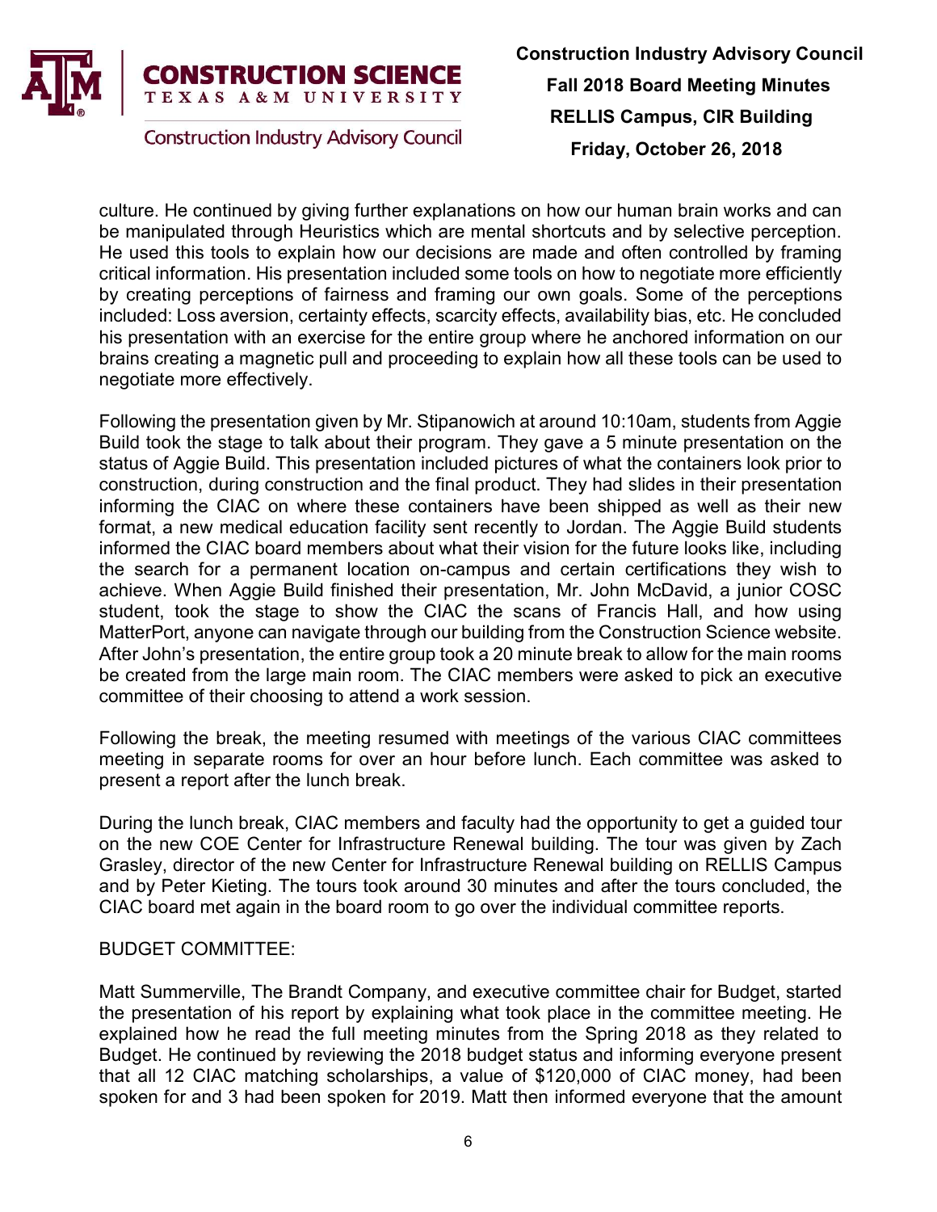culture. He continued by giving further explanations on how our human brain works and can be manipulated through Heuristics which are mental shortcuts and by selective perception. He used this tools to explain how our decisions are made and often controlled by framing critical information. His presentation included some tools on how to negotiate more efficiently by creating perceptions of fairness and framing our own goals. Some of the perceptions included: Loss aversion, certainty effects, scarcity effects, availability bias, etc. He concluded his presentation with an exercise for the entire group where he anchored information on our brains creating a magnetic pull and proceeding to explain how all these tools can be used to negotiate more effectively.

Following the presentation given by Mr. Stipanowich at around 10:10am, students from Aggie Build took the stage to talk about their program. They gave a 5 minute presentation on the status of Aggie Build. This presentation included pictures of what the containers look prior to construction, during construction and the final product. They had slides in their presentation informing the CIAC on where these containers have been shipped as well as their new format, a new medical education facility sent recently to Jordan. The Aggie Build students informed the CIAC board members about what their vision for the future looks like, including the search for a permanent location on-campus and certain certifications they wish to achieve. When Aggie Build finished their presentation, Mr. John McDavid, a junior COSC student, took the stage to show the CIAC the scans of Francis Hall, and how using MatterPort, anyone can navigate through our building from the Construction Science website. After John's presentation, the entire group took a 20 minute break to allow for the main rooms be created from the large main room. The CIAC members were asked to pick an executive committee of their choosing to attend a work session.

Following the break, the meeting resumed with meetings of the various CIAC committees meeting in separate rooms for over an hour before lunch. Each committee was asked to present a report after the lunch break.

During the lunch break, CIAC members and faculty had the opportunity to get a guided tour on the new COE Center for Infrastructure Renewal building. The tour was given by Zach Grasley, director of the new Center for Infrastructure Renewal building on RELLIS Campus and by Peter Kieting. The tours took around 30 minutes and after the tours concluded, the CIAC board met again in the board room to go over the individual committee reports.

BUDGET COMMITTEE:

Matt Summerville, The Brandt Company, and executive committee chair for Budget, started the presentation of his report by explaining what took place in the committee meeting. He explained how he read the full meeting minutes from the Spring 2018 as they related to Budget. He continued by reviewing the 2018 budget status and informing everyone present that all 12 CIAC matching scholarships, a value of $120,000 of CIAC money, had been spoken for and 3 had been spoken for 2019. Matt then informed everyone that the amount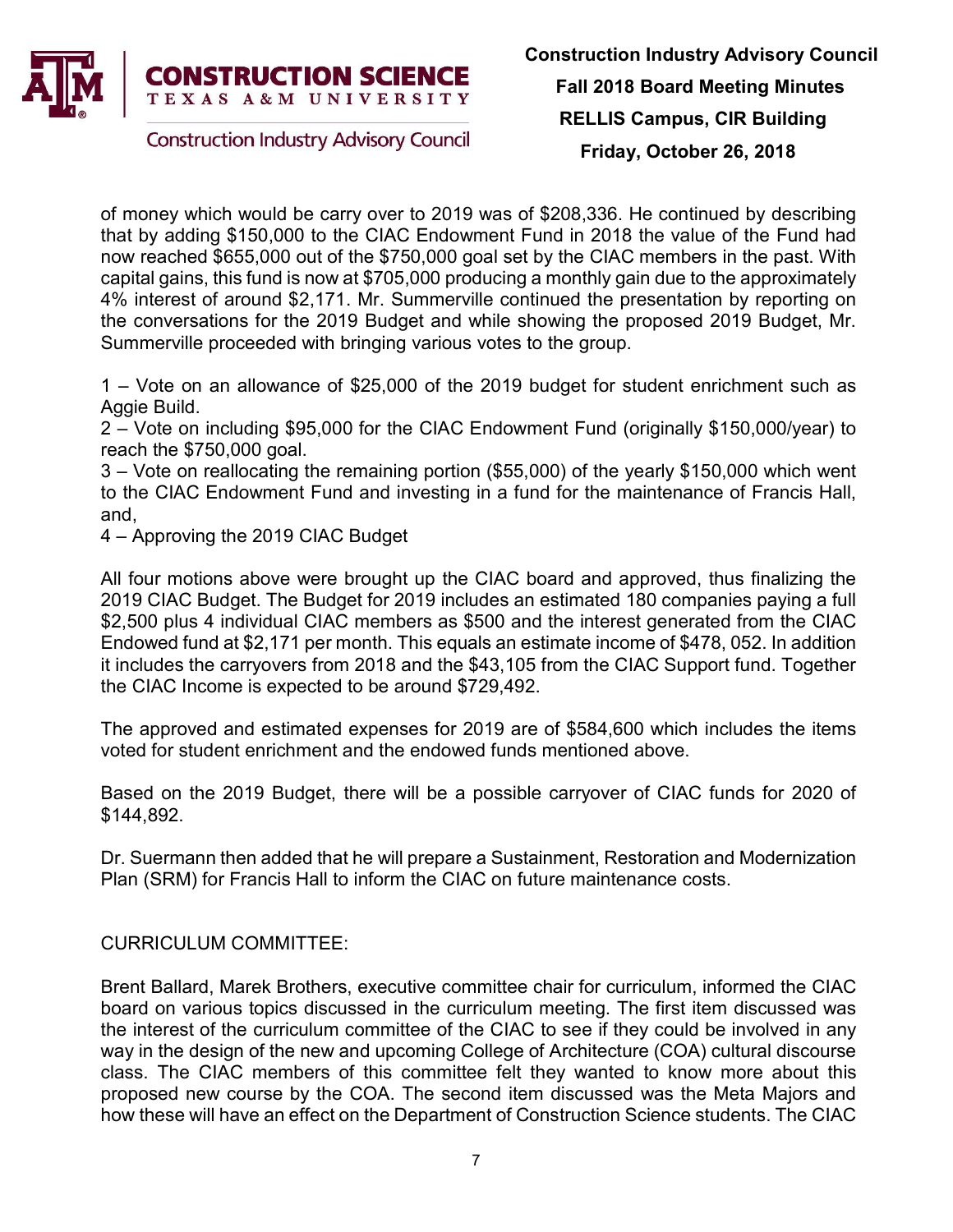of money which would be carry over to 2019 was of $208,336. He continued by describing that by adding $150,000 to the CIAC Endowment Fund in 2018 the value of the Fund had now reached $655,000 out of the $750,000 goal set by the CIAC members in the past. With capital gains, this fund is now at $705,000 producing a monthly gain due to the approximately 4% interest of around $2,171. Mr. Summerville continued the presentation by reporting on the conversations for the 2019 Budget and while showing the proposed 2019 Budget, Mr. Summerville proceeded with bringing various votes to the group.

1 – Vote on an allowance of $25,000 of the 2019 budget for student enrichment such as Aggie Build.
2 – Vote on including $95,000 for the CIAC Endowment Fund (originally $150,000/year) to reach the $750,000 goal.
3 – Vote on reallocating the remaining portion ($55,000) of the yearly $150,000 which went to the CIAC Endowment Fund and investing in a fund for the maintenance of Francis Hall, and,
4 – Approving the 2019 CIAC Budget

All four motions above were brought up the CIAC board and approved, thus finalizing the 2019 CIAC Budget. The Budget for 2019 includes an estimated 180 companies paying a full $2,500 plus 4 individual CIAC members as $500 and the interest generated from the CIAC Endowed fund at $2,171 per month. This equals an estimate income of $478, 052. In addition it includes the carryovers from 2018 and the $43,105 from the CIAC Support fund. Together the CIAC Income is expected to be around $729,492.

The approved and estimated expenses for 2019 are of $584,600 which includes the items voted for student enrichment and the endowed funds mentioned above.

Based on the 2019 Budget, there will be a possible carryover of CIAC funds for 2020 of $144,892.

Dr. Suermann then added that he will prepare a Sustainment, Restoration and Modernization Plan (SRM) for Francis Hall to inform the CIAC on future maintenance costs.

CURRICULUM COMMITTEE:

Brent Ballard, Marek Brothers, executive committee chair for curriculum, informed the CIAC board on various topics discussed in the curriculum meeting. The first item discussed was the interest of the curriculum committee of the CIAC to see if they could be involved in any way in the design of the new and upcoming College of Architecture (COA) cultural discourse class. The CIAC members of this committee felt they wanted to know more about this proposed new course by the COA. The second item discussed was the Meta Majors and how these will have an effect on the Department of Construction Science students. The CIAC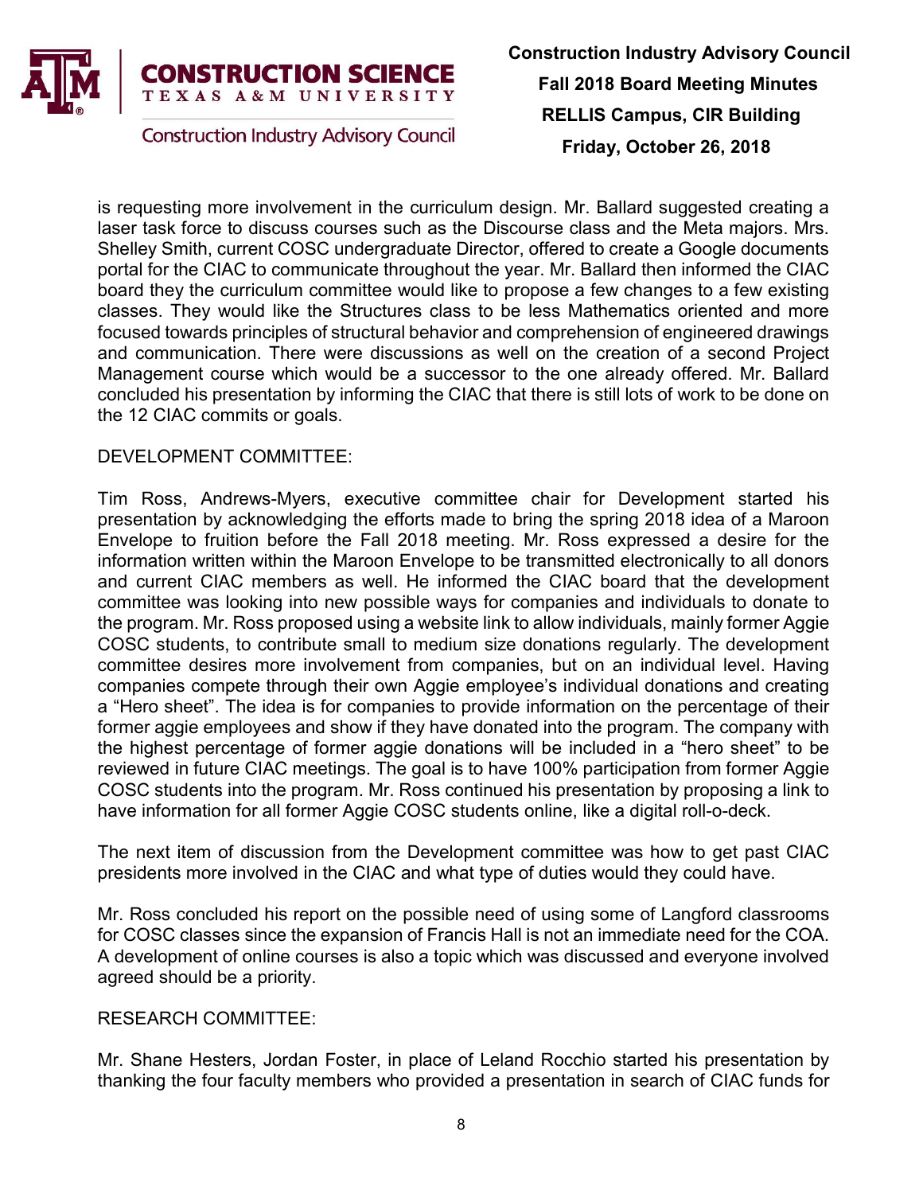is requesting more involvement in the curriculum design. Mr. Ballard suggested creating a laser task force to discuss courses such as the Discourse class and the Meta majors. Mrs. Shelley Smith, current COSC undergraduate Director, offered to create a Google documents portal for the CIAC to communicate throughout the year. Mr. Ballard then informed the CIAC board they the curriculum committee would like to propose a few changes to a few existing classes. They would like the Structures class to be less Mathematics oriented and more focused towards principles of structural behavior and comprehension of engineered drawings and communication. There were discussions as well on the creation of a second Project Management course which would be a successor to the one already offered. Mr. Ballard concluded his presentation by informing the CIAC that there is still lots of work to be done on the 12 CIAC commits or goals.

DEVELOPMENT COMMITTEE:

Tim Ross, Andrews-Myers, executive committee chair for Development started his presentation by acknowledging the efforts made to bring the spring 2018 idea of a Maroon Envelope to fruition before the Fall 2018 meeting. Mr. Ross expressed a desire for the information written within the Maroon Envelope to be transmitted electronically to all donors and current CIAC members as well. He informed the CIAC board that the development committee was looking into new possible ways for companies and individuals to donate to the program. Mr. Ross proposed using a website link to allow individuals, mainly former Aggie COSC students, to contribute small to medium size donations regularly. The development committee desires more involvement from companies, but on an individual level. Having companies compete through their own Aggie employee's individual donations and creating a "Hero sheet". The idea is for companies to provide information on the percentage of their former aggie employees and show if they have donated into the program. The company with the highest percentage of former aggie donations will be included in a "hero sheet" to be reviewed in future CIAC meetings. The goal is to have 100% participation from former Aggie COSC students into the program. Mr. Ross continued his presentation by proposing a link to have information for all former Aggie COSC students online, like a digital roll-o-deck.

The next item of discussion from the Development committee was how to get past CIAC presidents more involved in the CIAC and what type of duties would they could have.

Mr. Ross concluded his report on the possible need of using some of Langford classrooms for COSC classes since the expansion of Francis Hall is not an immediate need for the COA. A development of online courses is also a topic which was discussed and everyone involved agreed should be a priority.

RESEARCH COMMITTEE:

Mr. Shane Hesters, Jordan Foster, in place of Leland Rocchio started his presentation by thanking the four faculty members who provided a presentation in search of CIAC funds for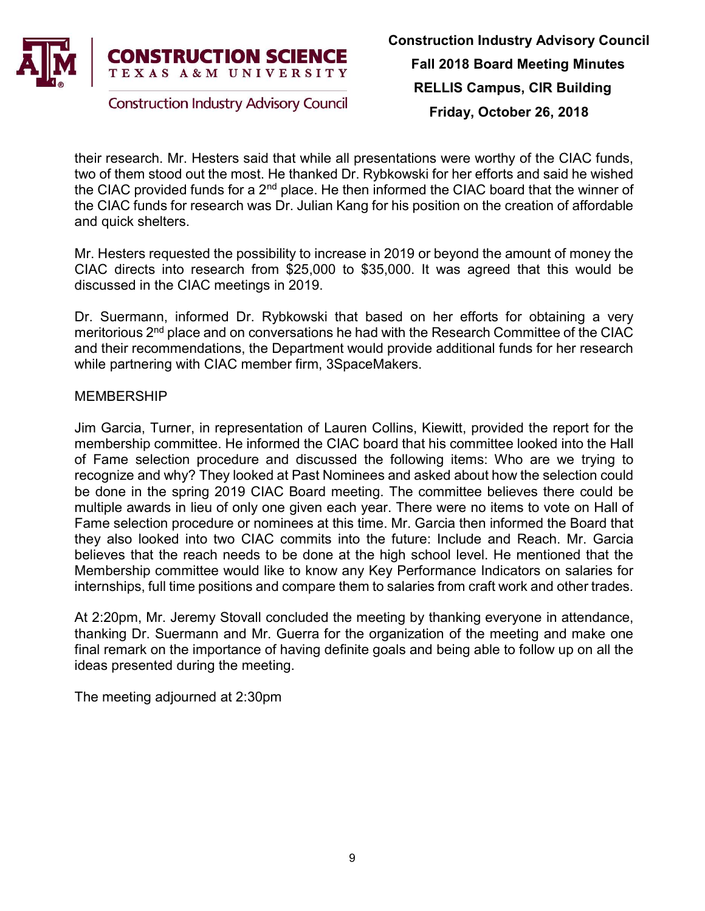their research. Mr. Hesters said that while all presentations were worthy of the CIAC funds, two of them stood out the most. He thanked Dr. Rybkowski for her efforts and said he wished the CIAC provided funds for a 2nd place. He then informed the CIAC board that the winner of the CIAC funds for research was Dr. Julian Kang for his position on the creation of affordable and quick shelters.

Mr. Hesters requested the possibility to increase in 2019 or beyond the amount of money the CIAC directs into research from $25,000 to $35,000. It was agreed that this would be discussed in the CIAC meetings in 2019.

Dr. Suermann, informed Dr. Rybkowski that based on her efforts for obtaining a very meritorious 2nd place and on conversations he had with the Research Committee of the CIAC and their recommendations, the Department would provide additional funds for her research while partnering with CIAC member firm, 3SpaceMakers.

MEMBERSHIP

Jim Garcia, Turner, in representation of Lauren Collins, Kiewitt, provided the report for the membership committee. He informed the CIAC board that his committee looked into the Hall of Fame selection procedure and discussed the following items: Who are we trying to recognize and why? They looked at Past Nominees and asked about how the selection could be done in the spring 2019 CIAC Board meeting. The committee believes there could be multiple awards in lieu of only one given each year. There were no items to vote on Hall of Fame selection procedure or nominees at this time. Mr. Garcia then informed the Board that they also looked into two CIAC commits into the future: Include and Reach. Mr. Garcia believes that the reach needs to be done at the high school level. He mentioned that the Membership committee would like to know any Key Performance Indicators on salaries for internships, full time positions and compare them to salaries from craft work and other trades.

At 2:20pm, Mr. Jeremy Stovall concluded the meeting by thanking everyone in attendance, thanking Dr. Suermann and Mr. Guerra for the organization of the meeting and make one final remark on the importance of having definite goals and being able to follow up on all the ideas presented during the meeting.

The meeting adjourned at 2:30pm